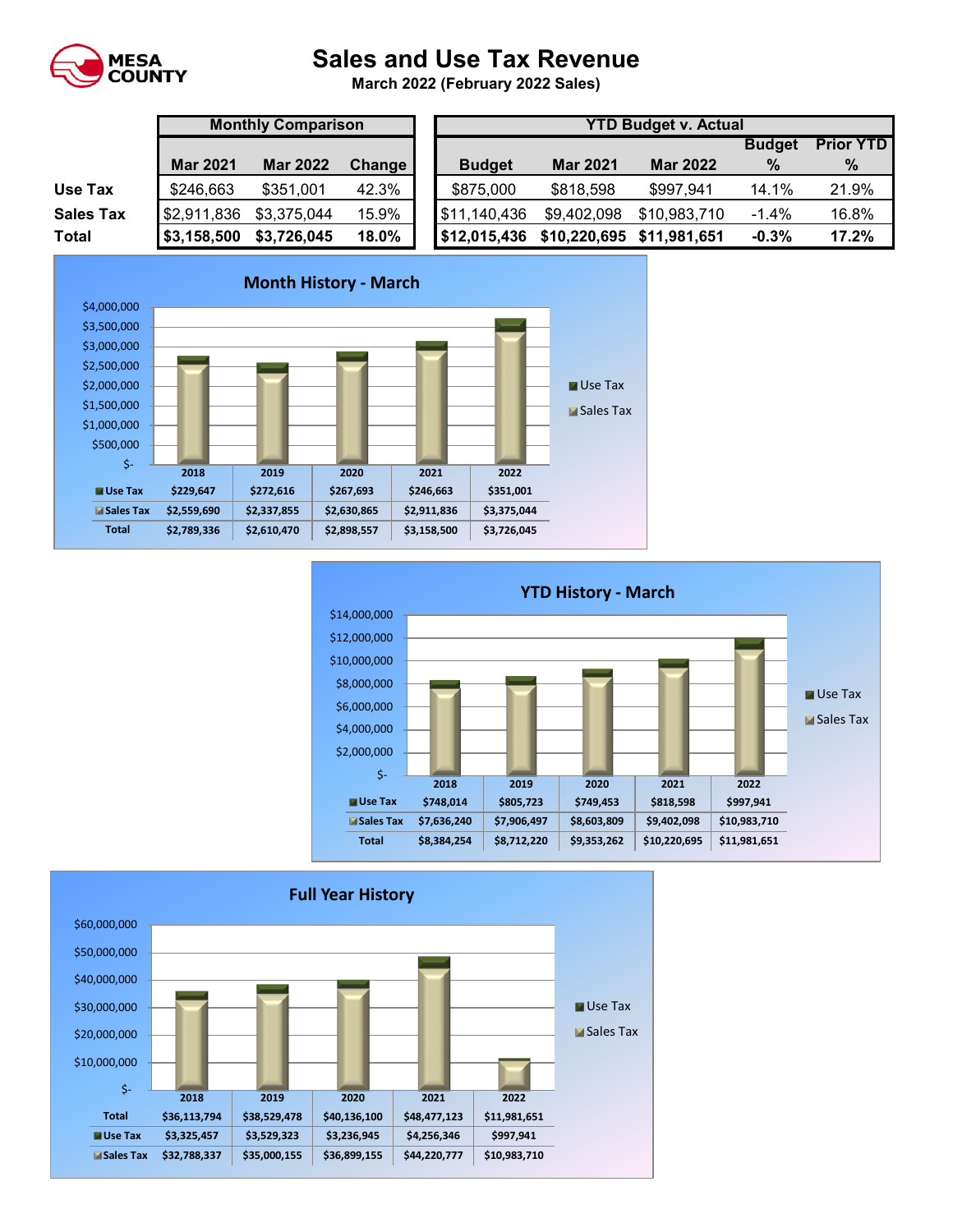MESA COUNTY

# Sales and Use Tax Revenue

**March 2022 (February 2022 Sales)**

| | Monthly Comparison | | | YTD Budget v. Actual | | | | |
|---|---|---|---|---|---|---|---|---|
| | Mar 2021 | Mar 2022 | Change | Budget | Mar 2021 | Mar 2022 | Budget % | Prior YTD % |
| **Use Tax** | $246,663 | $351,001 | 42.3% | $875,000 | $818,598 | $997,941 | 14.1% | 21.9% |
| **Sales Tax** | $2,911,836 | $3,375,044 | 15.9% | $11,140,436 | $9,402,098 | $10,983,710 | -1.4% | 16.8% |
| **Total** | **$3,158,500** | **$3,726,045** | **18.0%** | **$12,015,436** | **$10,220,695** | **$11,981,651** | **-0.3%** | **17.2%** |

## Month History - March

| | 2018 | 2019 | 2020 | 2021 | 2022 |
|---|---|---|---|---|---|
| Use Tax | $229,647 | $272,616 | $267,693 | $246,663 | $351,001 |
| Sales Tax | $2,559,690 | $2,337,855 | $2,630,865 | $2,911,836 | $3,375,044 |
| Total | $2,789,336 | $2,610,470 | $2,898,557 | $3,158,500 | $3,726,045 |

## YTD History - March

| | 2018 | 2019 | 2020 | 2021 | 2022 |
|---|---|---|---|---|---|
| Use Tax | $748,014 | $805,723 | $749,453 | $818,598 | $997,941 |
| Sales Tax | $7,636,240 | $7,906,497 | $8,603,809 | $9,402,098 | $10,983,710 |
| Total | $8,384,254 | $8,712,220 | $9,353,262 | $10,220,695 | $11,981,651 |

## Full Year History

| | 2018 | 2019 | 2020 | 2021 | 2022 |
|---|---|---|---|---|---|
| Total | $36,113,794 | $38,529,478 | $40,136,100 | $48,477,123 | $11,981,651 |
| Use Tax | $3,325,457 | $3,529,323 | $3,236,945 | $4,256,346 | $997,941 |
| Sales Tax | $32,788,337 | $35,000,155 | $36,899,155 | $44,220,777 | $10,983,710 |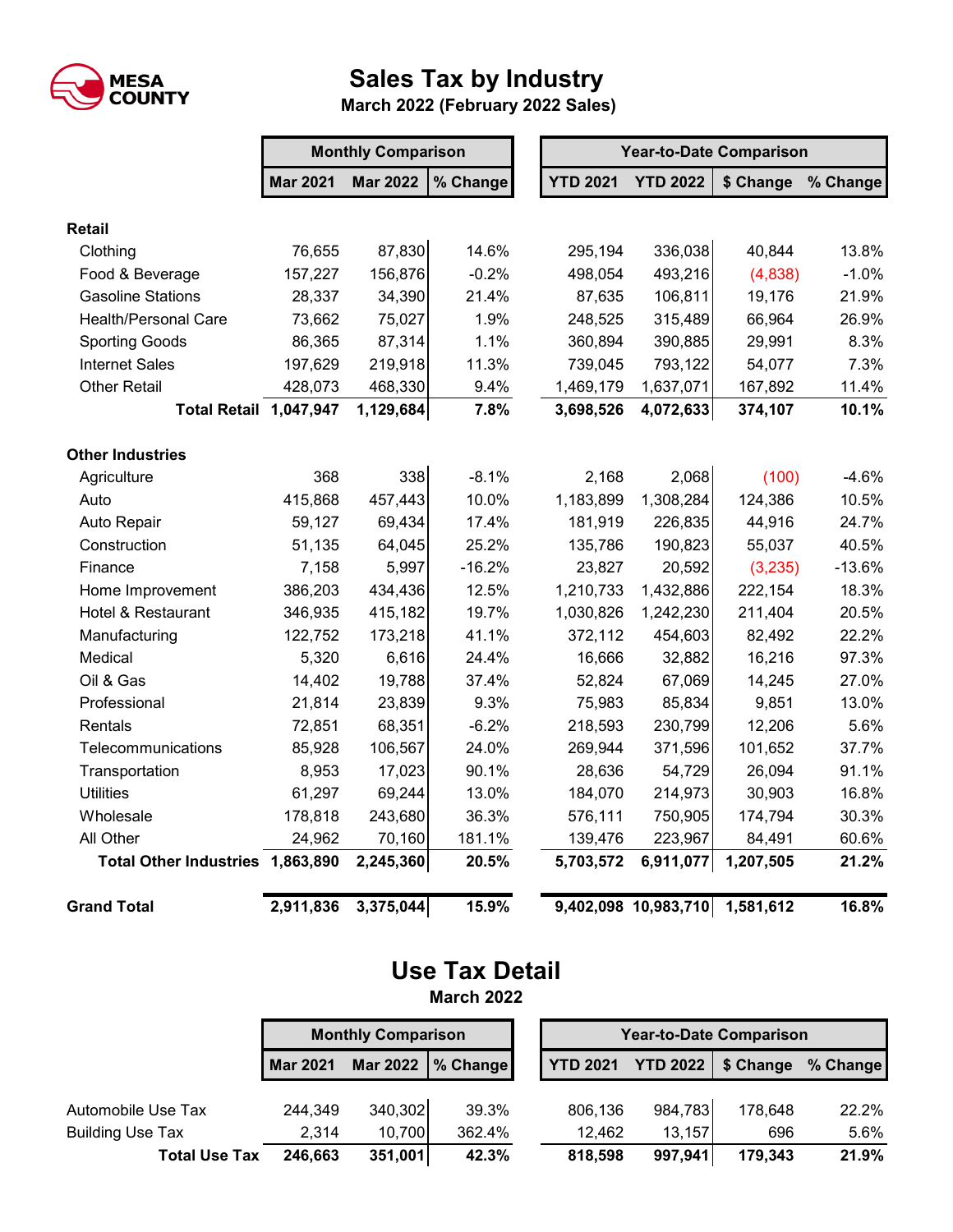MESA COUNTY

# Sales Tax by Industry

**March 2022 (February 2022 Sales)**

| | Monthly Comparison | | | Year-to-Date Comparison | | | |
|---|---|---|---|---|---|---|---|
| | **Mar 2021** | **Mar 2022** | **% Change** | **YTD 2021** | **YTD 2022** | **$ Change** | **% Change** |
| **Retail** | | | | | | | |
| Clothing | 76,655 | 87,830 | 14.6% | 295,194 | 336,038 | 40,844 | 13.8% |
| Food & Beverage | 157,227 | 156,876 | -0.2% | 498,054 | 493,216 | (4,838) | -1.0% |
| Gasoline Stations | 28,337 | 34,390 | 21.4% | 87,635 | 106,811 | 19,176 | 21.9% |
| Health/Personal Care | 73,662 | 75,027 | 1.9% | 248,525 | 315,489 | 66,964 | 26.9% |
| Sporting Goods | 86,365 | 87,314 | 1.1% | 360,894 | 390,885 | 29,991 | 8.3% |
| Internet Sales | 197,629 | 219,918 | 11.3% | 739,045 | 793,122 | 54,077 | 7.3% |
| Other Retail | 428,073 | 468,330 | 9.4% | 1,469,179 | 1,637,071 | 167,892 | 11.4% |
| **Total Retail** | **1,047,947** | **1,129,684** | **7.8%** | **3,698,526** | **4,072,633** | **374,107** | **10.1%** |
| **Other Industries** | | | | | | | |
| Agriculture | 368 | 338 | -8.1% | 2,168 | 2,068 | (100) | -4.6% |
| Auto | 415,868 | 457,443 | 10.0% | 1,183,899 | 1,308,284 | 124,386 | 10.5% |
| Auto Repair | 59,127 | 69,434 | 17.4% | 181,919 | 226,835 | 44,916 | 24.7% |
| Construction | 51,135 | 64,045 | 25.2% | 135,786 | 190,823 | 55,037 | 40.5% |
| Finance | 7,158 | 5,997 | -16.2% | 23,827 | 20,592 | (3,235) | -13.6% |
| Home Improvement | 386,203 | 434,436 | 12.5% | 1,210,733 | 1,432,886 | 222,154 | 18.3% |
| Hotel & Restaurant | 346,935 | 415,182 | 19.7% | 1,030,826 | 1,242,230 | 211,404 | 20.5% |
| Manufacturing | 122,752 | 173,218 | 41.1% | 372,112 | 454,603 | 82,492 | 22.2% |
| Medical | 5,320 | 6,616 | 24.4% | 16,666 | 32,882 | 16,216 | 97.3% |
| Oil & Gas | 14,402 | 19,788 | 37.4% | 52,824 | 67,069 | 14,245 | 27.0% |
| Professional | 21,814 | 23,839 | 9.3% | 75,983 | 85,834 | 9,851 | 13.0% |
| Rentals | 72,851 | 68,351 | -6.2% | 218,593 | 230,799 | 12,206 | 5.6% |
| Telecommunications | 85,928 | 106,567 | 24.0% | 269,944 | 371,596 | 101,652 | 37.7% |
| Transportation | 8,953 | 17,023 | 90.1% | 28,636 | 54,729 | 26,094 | 91.1% |
| Utilities | 61,297 | 69,244 | 13.0% | 184,070 | 214,973 | 30,903 | 16.8% |
| Wholesale | 178,818 | 243,680 | 36.3% | 576,111 | 750,905 | 174,794 | 30.3% |
| All Other | 24,962 | 70,160 | 181.1% | 139,476 | 223,967 | 84,491 | 60.6% |
| **Total Other Industries** | **1,863,890** | **2,245,360** | **20.5%** | **5,703,572** | **6,911,077** | **1,207,505** | **21.2%** |
| **Grand Total** | **2,911,836** | **3,375,044** | **15.9%** | **9,402,098** | **10,983,710** | **1,581,612** | **16.8%** |

# Use Tax Detail

**March 2022**

| | Monthly Comparison | | | Year-to-Date Comparison | | | |
|---|---|---|---|---|---|---|---|
| | **Mar 2021** | **Mar 2022** | **% Change** | **YTD 2021** | **YTD 2022** | **$ Change** | **% Change** |
| Automobile Use Tax | 244,349 | 340,302 | 39.3% | 806,136 | 984,783 | 178,648 | 22.2% |
| Building Use Tax | 2,314 | 10,700 | 362.4% | 12,462 | 13,157 | 696 | 5.6% |
| **Total Use Tax** | **246,663** | **351,001** | **42.3%** | **818,598** | **997,941** | **179,343** | **21.9%** |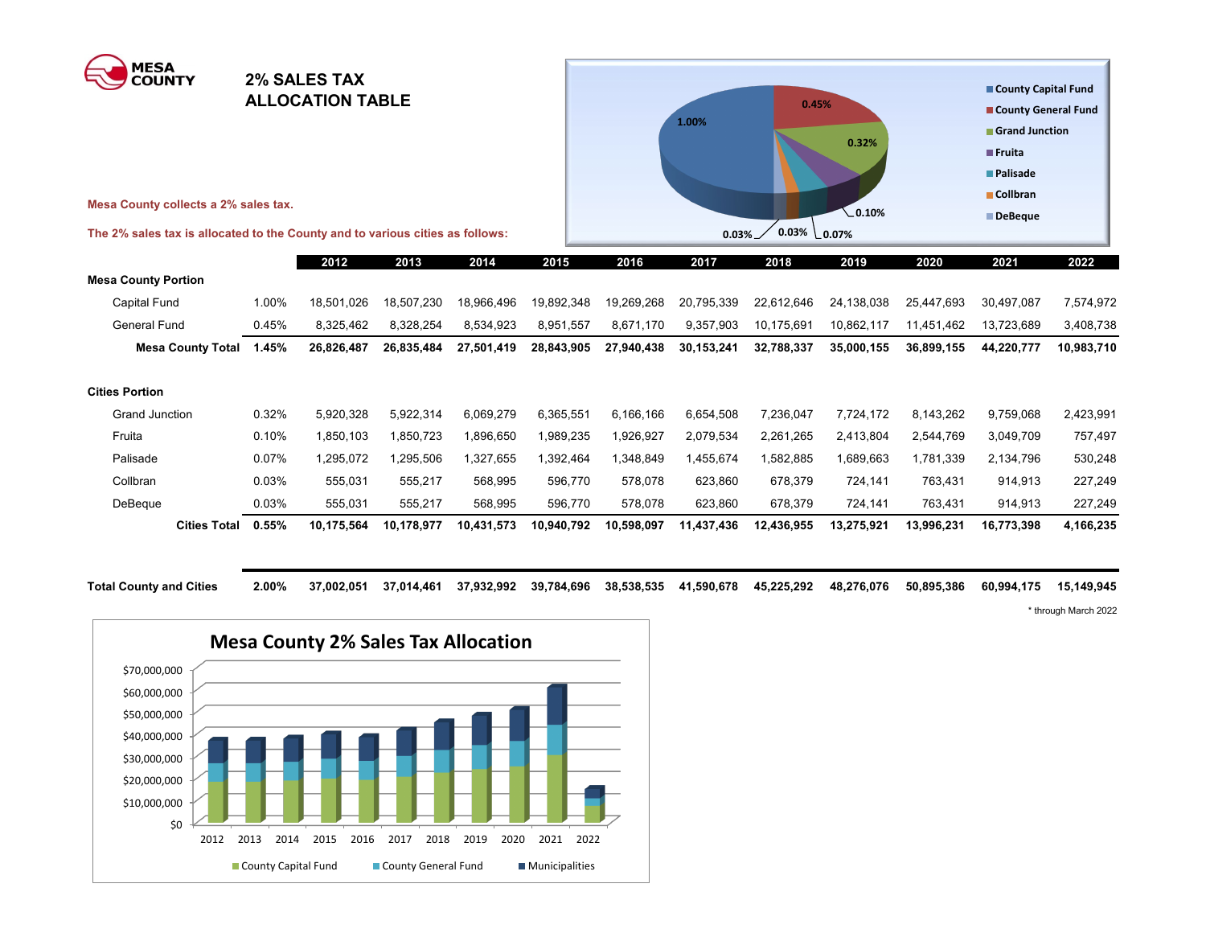MESA COUNTY

# 2% SALES TAX ALLOCATION TABLE

County Capital Fund
County General Fund
Grand Junction
Fruita
Palisade
Collbran
DeBeque

1.00%
0.45%
0.32%
0.10%
0.07%
0.03%
0.03%

**Mesa County collects a 2% sales tax.**

**The 2% sales tax is allocated to the County and to various cities as follows:**

| | | 2012 | 2013 | 2014 | 2015 | 2016 | 2017 | 2018 | 2019 | 2020 | 2021 | 2022 |
|---|---|---|---|---|---|---|---|---|---|---|---|---|
| **Mesa County Portion** | | | | | | | | | | | | |
| Capital Fund | 1.00% | 18,501,026 | 18,507,230 | 18,966,496 | 19,892,348 | 19,269,268 | 20,795,339 | 22,612,646 | 24,138,038 | 25,447,693 | 30,497,087 | 7,574,972 |
| General Fund | 0.45% | 8,325,462 | 8,328,254 | 8,534,923 | 8,951,557 | 8,671,170 | 9,357,903 | 10,175,691 | 10,862,117 | 11,451,462 | 13,723,689 | 3,408,738 |
| **Mesa County Total** | **1.45%** | **26,826,487** | **26,835,484** | **27,501,419** | **28,843,905** | **27,940,438** | **30,153,241** | **32,788,337** | **35,000,155** | **36,899,155** | **44,220,777** | **10,983,710** |
| **Cities Portion** | | | | | | | | | | | | |
| Grand Junction | 0.32% | 5,920,328 | 5,922,314 | 6,069,279 | 6,365,551 | 6,166,166 | 6,654,508 | 7,236,047 | 7,724,172 | 8,143,262 | 9,759,068 | 2,423,991 |
| Fruita | 0.10% | 1,850,103 | 1,850,723 | 1,896,650 | 1,989,235 | 1,926,927 | 2,079,534 | 2,261,265 | 2,413,804 | 2,544,769 | 3,049,709 | 757,497 |
| Palisade | 0.07% | 1,295,072 | 1,295,506 | 1,327,655 | 1,392,464 | 1,348,849 | 1,455,674 | 1,582,885 | 1,689,663 | 1,781,339 | 2,134,796 | 530,248 |
| Collbran | 0.03% | 555,031 | 555,217 | 568,995 | 596,770 | 578,078 | 623,860 | 678,379 | 724,141 | 763,431 | 914,913 | 227,249 |
| DeBeque | 0.03% | 555,031 | 555,217 | 568,995 | 596,770 | 578,078 | 623,860 | 678,379 | 724,141 | 763,431 | 914,913 | 227,249 |
| **Cities Total** | **0.55%** | **10,175,564** | **10,178,977** | **10,431,573** | **10,940,792** | **10,598,097** | **11,437,436** | **12,436,955** | **13,275,921** | **13,996,231** | **16,773,398** | **4,166,235** |
| **Total County and Cities** | **2.00%** | **37,002,051** | **37,014,461** | **37,932,992** | **39,784,696** | **38,538,535** | **41,590,678** | **45,225,292** | **48,276,076** | **50,895,386** | **60,994,175** | **15,149,945** |

\* through March 2022

**Mesa County 2% Sales Tax Allocation**

$70,000,000
$60,000,000
$50,000,000
$40,000,000
$30,000,000
$20,000,000
$10,000,000
$0

2012 2013 2014 2015 2016 2017 2018 2019 2020 2021 2022

County Capital Fund
County General Fund
Municipalities